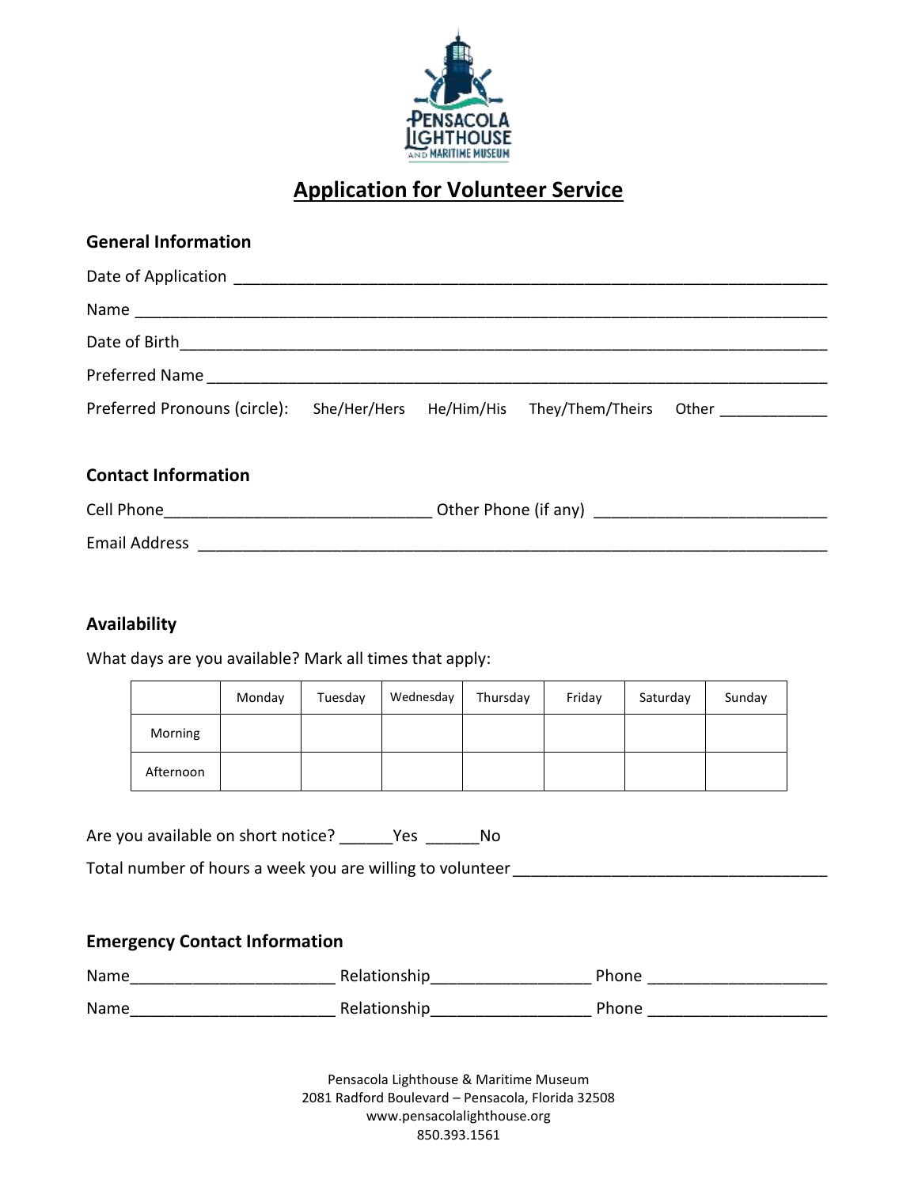# Application for Volunteer Service

### General Information

Date of Application ___________________________________________________________________

Name ___________________________________________________________________________

Date of Birth______________________________________________________________________

Preferred Name ____________________________________________________________________

Preferred Pronouns (circle): She/Her/Hers He/Him/His They/Them/Theirs Other ____________

### Contact Information

Cell Phone_____________________________ Other Phone (if any) _________________________

Email Address ______________________________________________________________________

### Availability

What days are you available? Mark all times that apply:

| | Monday | Tuesday | Wednesday | Thursday | Friday | Saturday | Sunday |
|---|---|---|---|---|---|---|---|
| Morning | | | | | | | |
| Afternoon | | | | | | | |

Are you available on short notice? ______Yes ______No

Total number of hours a week you are willing to volunteer __________________________________

### Emergency Contact Information

Name______________________ Relationship_________________ Phone ___________________

Name______________________ Relationship_________________ Phone ___________________

Pensacola Lighthouse & Maritime Museum
2081 Radford Boulevard – Pensacola, Florida 32508
www.pensacolalighthouse.org
850.393.1561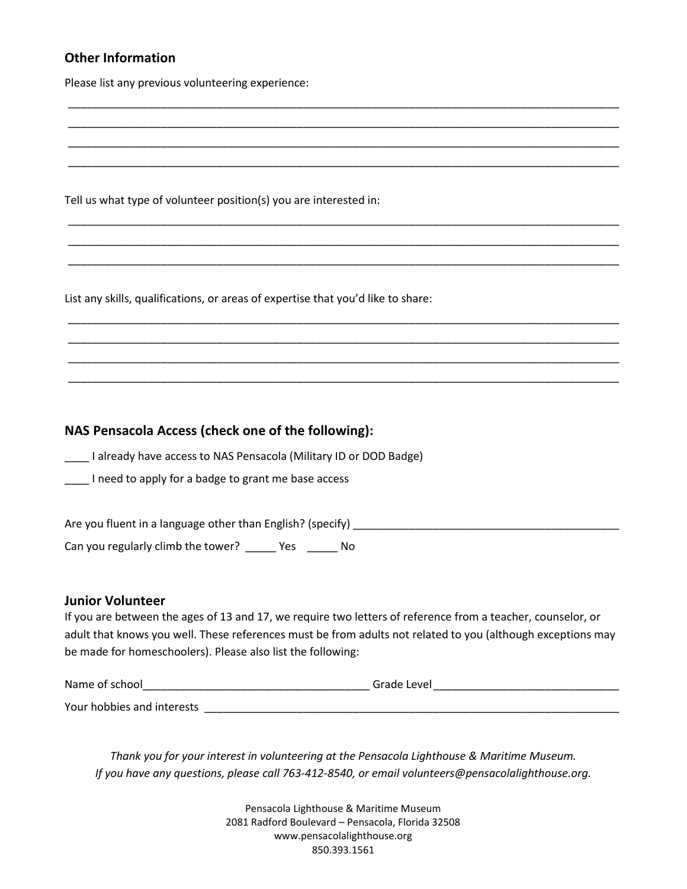## Other Information

Please list any previous volunteering experience:

\_\_\_\_\_\_\_\_\_\_\_\_\_\_\_\_\_\_\_\_\_\_\_\_\_\_\_\_\_\_\_\_\_\_\_\_\_\_\_\_\_\_\_\_\_\_\_\_\_\_\_\_\_\_\_\_\_\_\_\_\_\_\_\_\_\_\_\_\_\_\_\_\_\_\_\_\_\_

\_\_\_\_\_\_\_\_\_\_\_\_\_\_\_\_\_\_\_\_\_\_\_\_\_\_\_\_\_\_\_\_\_\_\_\_\_\_\_\_\_\_\_\_\_\_\_\_\_\_\_\_\_\_\_\_\_\_\_\_\_\_\_\_\_\_\_\_\_\_\_\_\_\_\_\_\_\_

\_\_\_\_\_\_\_\_\_\_\_\_\_\_\_\_\_\_\_\_\_\_\_\_\_\_\_\_\_\_\_\_\_\_\_\_\_\_\_\_\_\_\_\_\_\_\_\_\_\_\_\_\_\_\_\_\_\_\_\_\_\_\_\_\_\_\_\_\_\_\_\_\_\_\_\_\_\_

\_\_\_\_\_\_\_\_\_\_\_\_\_\_\_\_\_\_\_\_\_\_\_\_\_\_\_\_\_\_\_\_\_\_\_\_\_\_\_\_\_\_\_\_\_\_\_\_\_\_\_\_\_\_\_\_\_\_\_\_\_\_\_\_\_\_\_\_\_\_\_\_\_\_\_\_\_\_

Tell us what type of volunteer position(s) you are interested in:

\_\_\_\_\_\_\_\_\_\_\_\_\_\_\_\_\_\_\_\_\_\_\_\_\_\_\_\_\_\_\_\_\_\_\_\_\_\_\_\_\_\_\_\_\_\_\_\_\_\_\_\_\_\_\_\_\_\_\_\_\_\_\_\_\_\_\_\_\_\_\_\_\_\_\_\_\_\_

\_\_\_\_\_\_\_\_\_\_\_\_\_\_\_\_\_\_\_\_\_\_\_\_\_\_\_\_\_\_\_\_\_\_\_\_\_\_\_\_\_\_\_\_\_\_\_\_\_\_\_\_\_\_\_\_\_\_\_\_\_\_\_\_\_\_\_\_\_\_\_\_\_\_\_\_\_\_

\_\_\_\_\_\_\_\_\_\_\_\_\_\_\_\_\_\_\_\_\_\_\_\_\_\_\_\_\_\_\_\_\_\_\_\_\_\_\_\_\_\_\_\_\_\_\_\_\_\_\_\_\_\_\_\_\_\_\_\_\_\_\_\_\_\_\_\_\_\_\_\_\_\_\_\_\_\_

List any skills, qualifications, or areas of expertise that you'd like to share:

\_\_\_\_\_\_\_\_\_\_\_\_\_\_\_\_\_\_\_\_\_\_\_\_\_\_\_\_\_\_\_\_\_\_\_\_\_\_\_\_\_\_\_\_\_\_\_\_\_\_\_\_\_\_\_\_\_\_\_\_\_\_\_\_\_\_\_\_\_\_\_\_\_\_\_\_\_\_

\_\_\_\_\_\_\_\_\_\_\_\_\_\_\_\_\_\_\_\_\_\_\_\_\_\_\_\_\_\_\_\_\_\_\_\_\_\_\_\_\_\_\_\_\_\_\_\_\_\_\_\_\_\_\_\_\_\_\_\_\_\_\_\_\_\_\_\_\_\_\_\_\_\_\_\_\_\_

\_\_\_\_\_\_\_\_\_\_\_\_\_\_\_\_\_\_\_\_\_\_\_\_\_\_\_\_\_\_\_\_\_\_\_\_\_\_\_\_\_\_\_\_\_\_\_\_\_\_\_\_\_\_\_\_\_\_\_\_\_\_\_\_\_\_\_\_\_\_\_\_\_\_\_\_\_\_

\_\_\_\_\_\_\_\_\_\_\_\_\_\_\_\_\_\_\_\_\_\_\_\_\_\_\_\_\_\_\_\_\_\_\_\_\_\_\_\_\_\_\_\_\_\_\_\_\_\_\_\_\_\_\_\_\_\_\_\_\_\_\_\_\_\_\_\_\_\_\_\_\_\_\_\_\_\_

## NAS Pensacola Access (check one of the following):

\_\_\_\_ I already have access to NAS Pensacola (Military ID or DOD Badge)

\_\_\_\_ I need to apply for a badge to grant me base access

Are you fluent in a language other than English? (specify) \_\_\_\_\_\_\_\_\_\_\_\_\_\_\_\_\_\_\_\_\_\_\_\_\_\_\_\_\_\_\_\_\_\_\_\_\_\_\_\_\_\_\_\_

Can you regularly climb the tower? \_\_\_\_\_ Yes \_\_\_\_\_ No

## Junior Volunteer

If you are between the ages of 13 and 17, we require two letters of reference from a teacher, counselor, or adult that knows you well. These references must be from adults not related to you (although exceptions may be made for homeschoolers). Please also list the following:

Name of school\_\_\_\_\_\_\_\_\_\_\_\_\_\_\_\_\_\_\_\_\_\_\_\_\_\_\_\_\_\_\_\_\_\_\_\_\_ Grade Level \_\_\_\_\_\_\_\_\_\_\_\_\_\_\_\_\_\_\_\_\_\_\_\_\_\_\_\_\_\_

Your hobbies and interests \_\_\_\_\_\_\_\_\_\_\_\_\_\_\_\_\_\_\_\_\_\_\_\_\_\_\_\_\_\_\_\_\_\_\_\_\_\_\_\_\_\_\_\_\_\_\_\_\_\_\_\_\_\_\_\_\_\_\_\_\_\_\_\_\_\_\_\_\_

*Thank you for your interest in volunteering at the Pensacola Lighthouse & Maritime Museum.*
*If you have any questions, please call 763-412-8540, or email volunteers@pensacolalighthouse.org.*

Pensacola Lighthouse & Maritime Museum
2081 Radford Boulevard – Pensacola, Florida 32508
www.pensacolalighthouse.org
850.393.1561